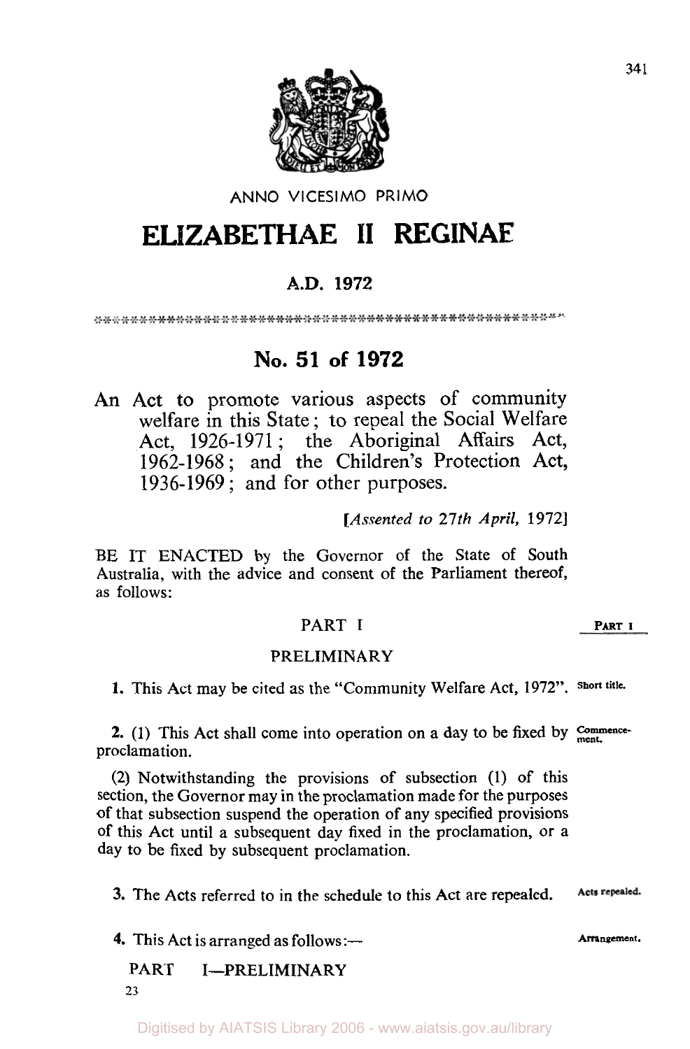ANNO VICESIMO PRIMO

# ELIZABETHAE II REGINAE

## A.D. 1972

## No. 51 of 1972

An Act to promote various aspects of community welfare in this State; to repeal the Social Welfare Act, 1926-1971; the Aboriginal Affairs Act, 1962-1968; and the Children's Protection Act, 1936-1969; and for other purposes.

[*Assented to 27th April,* 1972]

BE IT ENACTED by the Governor of the State of South Australia, with the advice and consent of the Parliament thereof, as follows:

PART I

PRELIMINARY

**1.** This Act may be cited as the "Community Welfare Act, 1972". Short title.

**2.** (1) This Act shall come into operation on a day to be fixed by proclamation. Commencement.

(2) Notwithstanding the provisions of subsection (1) of this section, the Governor may in the proclamation made for the purposes of that subsection suspend the operation of any specified provisions of this Act until a subsequent day fixed in the proclamation, or a day to be fixed by subsequent proclamation.

**3.** The Acts referred to in the schedule to this Act are repealed. Acts repealed.

**4.** This Act is arranged as follows:— Arrangement.

PART I—PRELIMINARY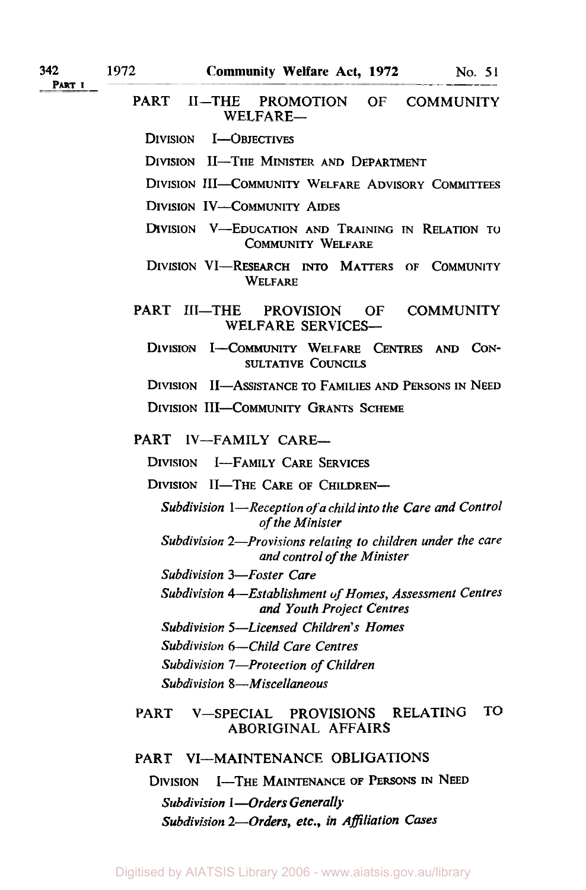PART II—THE PROMOTION OF COMMUNITY WELFARE—

DIVISION I—OBJECTIVES

DIVISION II—THE MINISTER AND DEPARTMENT

DIVISION III—COMMUNITY WELFARE ADVISORY COMMITTEES

DIVISION IV—COMMUNITY AIDES

DIVISION V—EDUCATION AND TRAINING IN RELATION TO COMMUNITY WELFARE

DIVISION VI—RESEARCH INTO MATTERS OF COMMUNITY WELFARE

PART III—THE PROVISION OF COMMUNITY WELFARE SERVICES—

DIVISION I—COMMUNITY WELFARE CENTRES AND CONSULTATIVE COUNCILS

DIVISION II—ASSISTANCE TO FAMILIES AND PERSONS IN NEED

DIVISION III—COMMUNITY GRANTS SCHEME

PART IV—FAMILY CARE—

DIVISION I—FAMILY CARE SERVICES

DIVISION II—THE CARE OF CHILDREN—

*Subdivision 1—Reception of a child into the Care and Control of the Minister*

*Subdivision 2—Provisions relating to children under the care and control of the Minister*

*Subdivision 3—Foster Care*

*Subdivision 4—Establishment of Homes, Assessment Centres and Youth Project Centres*

*Subdivision 5—Licensed Children's Homes*

*Subdivision 6—Child Care Centres*

*Subdivision 7—Protection of Children*

*Subdivision 8—Miscellaneous*

PART V—SPECIAL PROVISIONS RELATING TO ABORIGINAL AFFAIRS

PART VI—MAINTENANCE OBLIGATIONS

DIVISION I—THE MAINTENANCE OF PERSONS IN NEED

*Subdivision 1—Orders Generally*

*Subdivision 2—Orders, etc., in Affiliation Cases*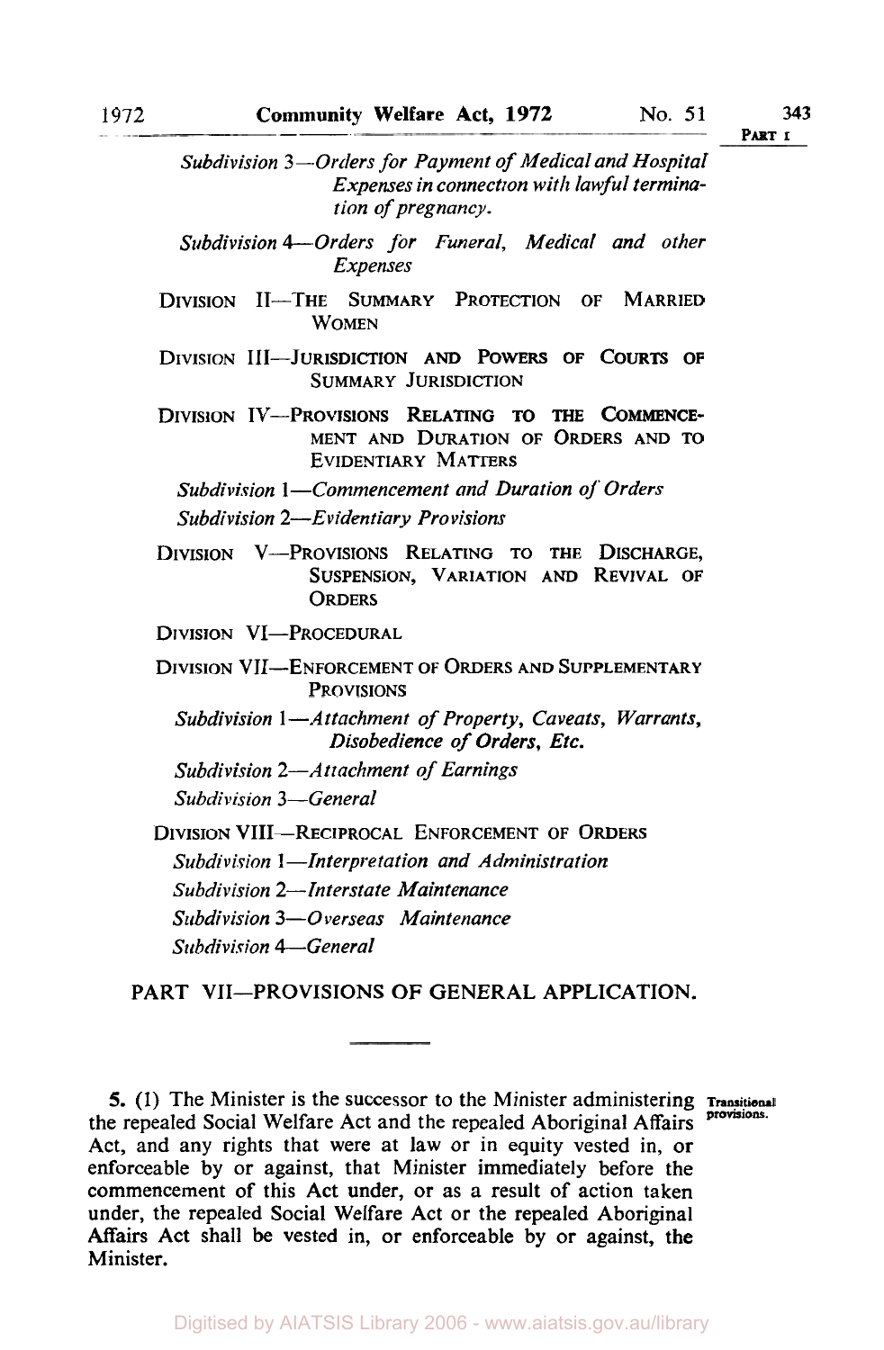*Subdivision 3—Orders for Payment of Medical and Hospital Expenses in connection with lawful termination of pregnancy.*

*Subdivision 4—Orders for Funeral, Medical and other Expenses*

DIVISION II—THE SUMMARY PROTECTION OF MARRIED WOMEN

DIVISION III—JURISDICTION AND POWERS OF COURTS OF SUMMARY JURISDICTION

DIVISION IV—PROVISIONS RELATING TO THE COMMENCEMENT AND DURATION OF ORDERS AND TO EVIDENTIARY MATTERS

*Subdivision 1—Commencement and Duration of Orders*

*Subdivision 2—Evidentiary Provisions*

DIVISION V—PROVISIONS RELATING TO THE DISCHARGE, SUSPENSION, VARIATION AND REVIVAL OF ORDERS

DIVISION VI—PROCEDURAL

DIVISION VII—ENFORCEMENT OF ORDERS AND SUPPLEMENTARY PROVISIONS

*Subdivision 1—Attachment of Property, Caveats, Warrants, Disobedience of Orders, Etc.*

*Subdivision 2—Attachment of Earnings*

*Subdivision 3—General*

DIVISION VIII—RECIPROCAL ENFORCEMENT OF ORDERS

*Subdivision 1—Interpretation and Administration*

*Subdivision 2—Interstate Maintenance*

*Subdivision 3—Overseas Maintenance*

*Subdivision 4—General*

PART VII—PROVISIONS OF GENERAL APPLICATION.

---

**5.** (1) The Minister is the successor to the Minister administering the repealed Social Welfare Act and the repealed Aboriginal Affairs Act, and any rights that were at law or in equity vested in, or enforceable by or against, that Minister immediately before the commencement of this Act under, or as a result of action taken under, the repealed Social Welfare Act or the repealed Aboriginal Affairs Act shall be vested in, or enforceable by or against, the Minister.

Transitional provisions.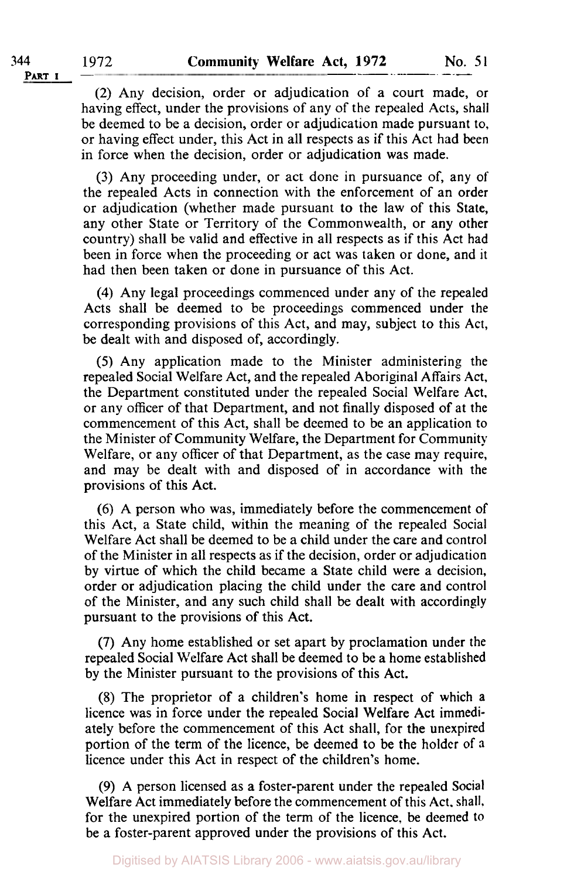(2) Any decision, order or adjudication of a court made, or having effect, under the provisions of any of the repealed Acts, shall be deemed to be a decision, order or adjudication made pursuant to, or having effect under, this Act in all respects as if this Act had been in force when the decision, order or adjudication was made.

(3) Any proceeding under, or act done in pursuance of, any of the repealed Acts in connection with the enforcement of an order or adjudication (whether made pursuant to the law of this State, any other State or Territory of the Commonwealth, or any other country) shall be valid and effective in all respects as if this Act had been in force when the proceeding or act was taken or done, and it had then been taken or done in pursuance of this Act.

(4) Any legal proceedings commenced under any of the repealed Acts shall be deemed to be proceedings commenced under the corresponding provisions of this Act, and may, subject to this Act, be dealt with and disposed of, accordingly.

(5) Any application made to the Minister administering the repealed Social Welfare Act, and the repealed Aboriginal Affairs Act, the Department constituted under the repealed Social Welfare Act, or any officer of that Department, and not finally disposed of at the commencement of this Act, shall be deemed to be an application to the Minister of Community Welfare, the Department for Community Welfare, or any officer of that Department, as the case may require, and may be dealt with and disposed of in accordance with the provisions of this Act.

(6) A person who was, immediately before the commencement of this Act, a State child, within the meaning of the repealed Social Welfare Act shall be deemed to be a child under the care and control of the Minister in all respects as if the decision, order or adjudication by virtue of which the child became a State child were a decision, order or adjudication placing the child under the care and control of the Minister, and any such child shall be dealt with accordingly pursuant to the provisions of this Act.

(7) Any home established or set apart by proclamation under the repealed Social Welfare Act shall be deemed to be a home established by the Minister pursuant to the provisions of this Act.

(8) The proprietor of a children's home in respect of which a licence was in force under the repealed Social Welfare Act immediately before the commencement of this Act shall, for the unexpired portion of the term of the licence, be deemed to be the holder of a licence under this Act in respect of the children's home.

(9) A person licensed as a foster-parent under the repealed Social Welfare Act immediately before the commencement of this Act, shall, for the unexpired portion of the term of the licence, be deemed to be a foster-parent approved under the provisions of this Act.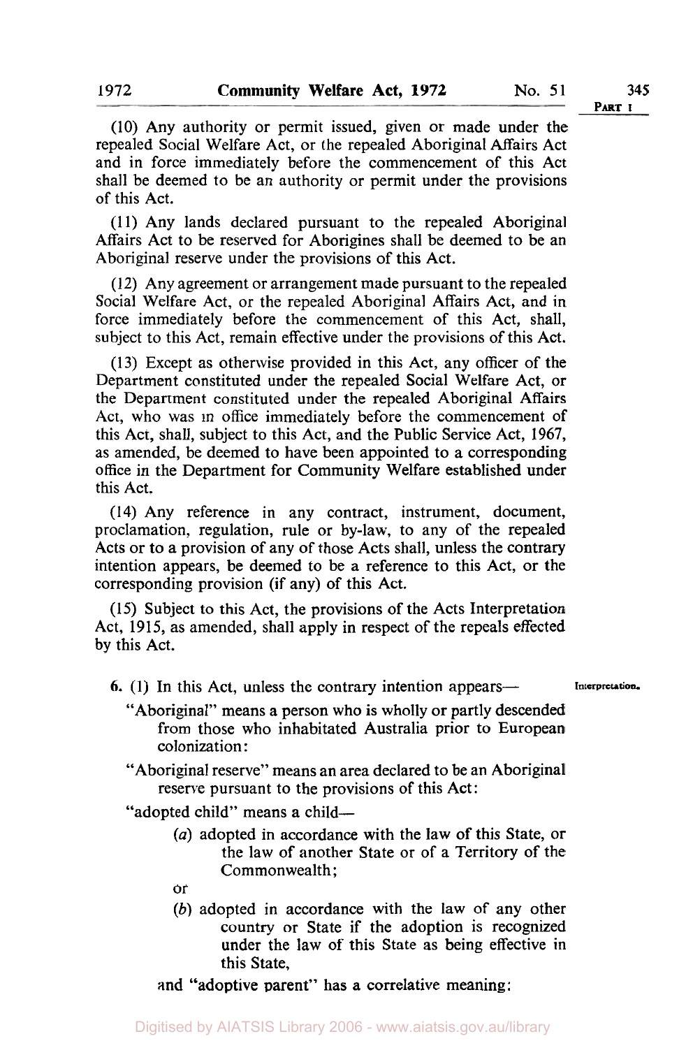(10) Any authority or permit issued, given or made under the repealed Social Welfare Act, or the repealed Aboriginal Affairs Act and in force immediately before the commencement of this Act shall be deemed to be an authority or permit under the provisions of this Act.

(11) Any lands declared pursuant to the repealed Aboriginal Affairs Act to be reserved for Aborigines shall be deemed to be an Aboriginal reserve under the provisions of this Act.

(12) Any agreement or arrangement made pursuant to the repealed Social Welfare Act, or the repealed Aboriginal Affairs Act, and in force immediately before the commencement of this Act, shall, subject to this Act, remain effective under the provisions of this Act.

(13) Except as otherwise provided in this Act, any officer of the Department constituted under the repealed Social Welfare Act, or the Department constituted under the repealed Aboriginal Affairs Act, who was in office immediately before the commencement of this Act, shall, subject to this Act, and the Public Service Act, 1967, as amended, be deemed to have been appointed to a corresponding office in the Department for Community Welfare established under this Act.

(14) Any reference in any contract, instrument, document, proclamation, regulation, rule or by-law, to any of the repealed Acts or to a provision of any of those Acts shall, unless the contrary intention appears, be deemed to be a reference to this Act, or the corresponding provision (if any) of this Act.

(15) Subject to this Act, the provisions of the Acts Interpretation Act, 1915, as amended, shall apply in respect of the repeals effected by this Act.

**6.** (1) In this Act, unless the contrary intention appears— *Interpretation.*

"Aboriginal" means a person who is wholly or partly descended from those who inhabitated Australia prior to European colonization:

"Aboriginal reserve" means an area declared to be an Aboriginal reserve pursuant to the provisions of this Act:

"adopted child" means a child—

(*a*) adopted in accordance with the law of this State, or the law of another State or of a Territory of the Commonwealth;

or

(*b*) adopted in accordance with the law of any other country or State if the adoption is recognized under the law of this State as being effective in this State,

and "adoptive parent" has a correlative meaning: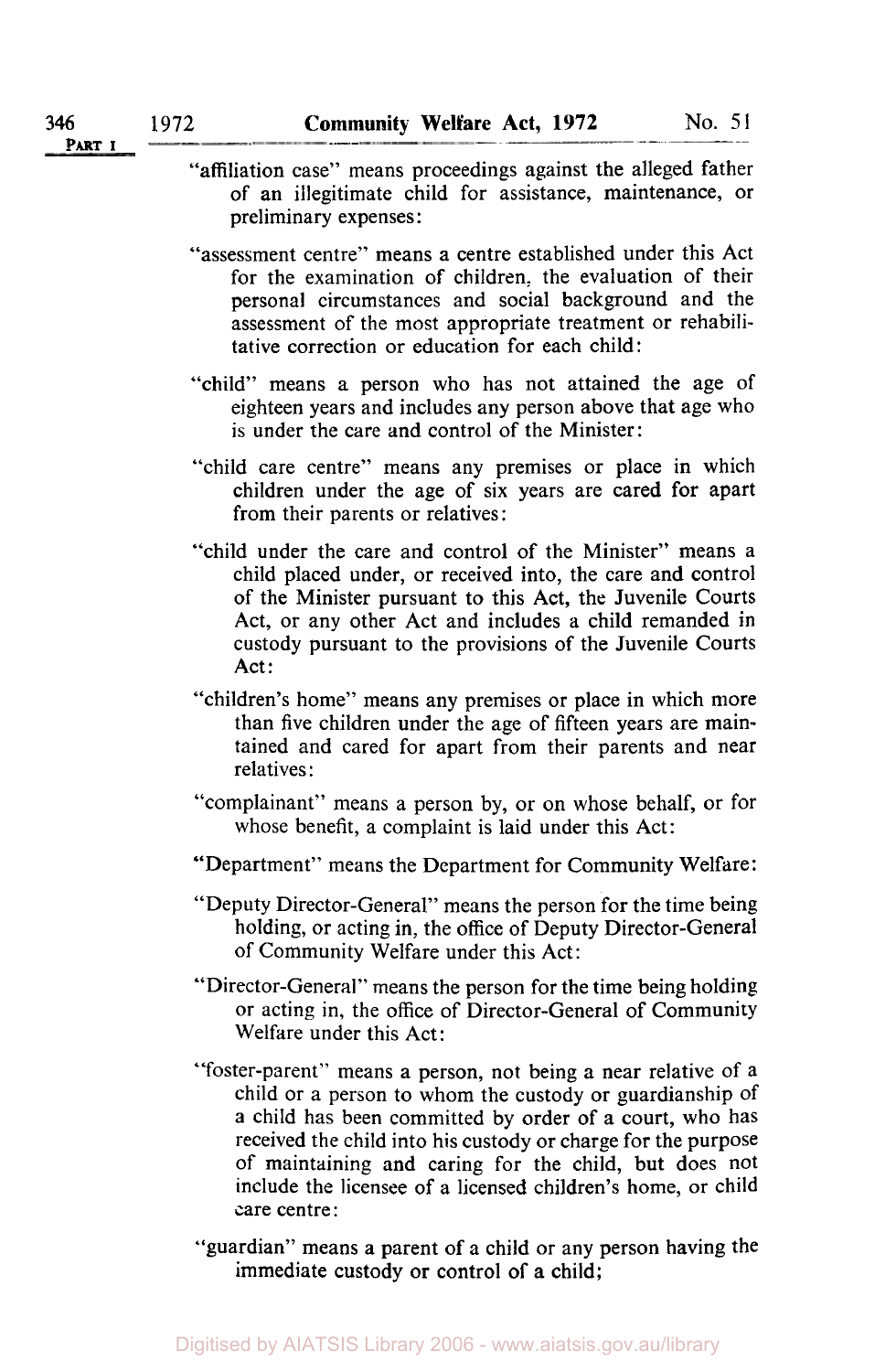"affiliation case" means proceedings against the alleged father of an illegitimate child for assistance, maintenance, or preliminary expenses:

"assessment centre" means a centre established under this Act for the examination of children, the evaluation of their personal circumstances and social background and the assessment of the most appropriate treatment or rehabilitative correction or education for each child:

"child" means a person who has not attained the age of eighteen years and includes any person above that age who is under the care and control of the Minister:

"child care centre" means any premises or place in which children under the age of six years are cared for apart from their parents or relatives:

"child under the care and control of the Minister" means a child placed under, or received into, the care and control of the Minister pursuant to this Act, the Juvenile Courts Act, or any other Act and includes a child remanded in custody pursuant to the provisions of the Juvenile Courts Act:

"children's home" means any premises or place in which more than five children under the age of fifteen years are maintained and cared for apart from their parents and near relatives:

"complainant" means a person by, or on whose behalf, or for whose benefit, a complaint is laid under this Act:

"Department" means the Department for Community Welfare:

"Deputy Director-General" means the person for the time being holding, or acting in, the office of Deputy Director-General of Community Welfare under this Act:

"Director-General" means the person for the time being holding or acting in, the office of Director-General of Community Welfare under this Act:

"foster-parent" means a person, not being a near relative of a child or a person to whom the custody or guardianship of a child has been committed by order of a court, who has received the child into his custody or charge for the purpose of maintaining and caring for the child, but does not include the licensee of a licensed children's home, or child care centre:

"guardian" means a parent of a child or any person having the immediate custody or control of a child;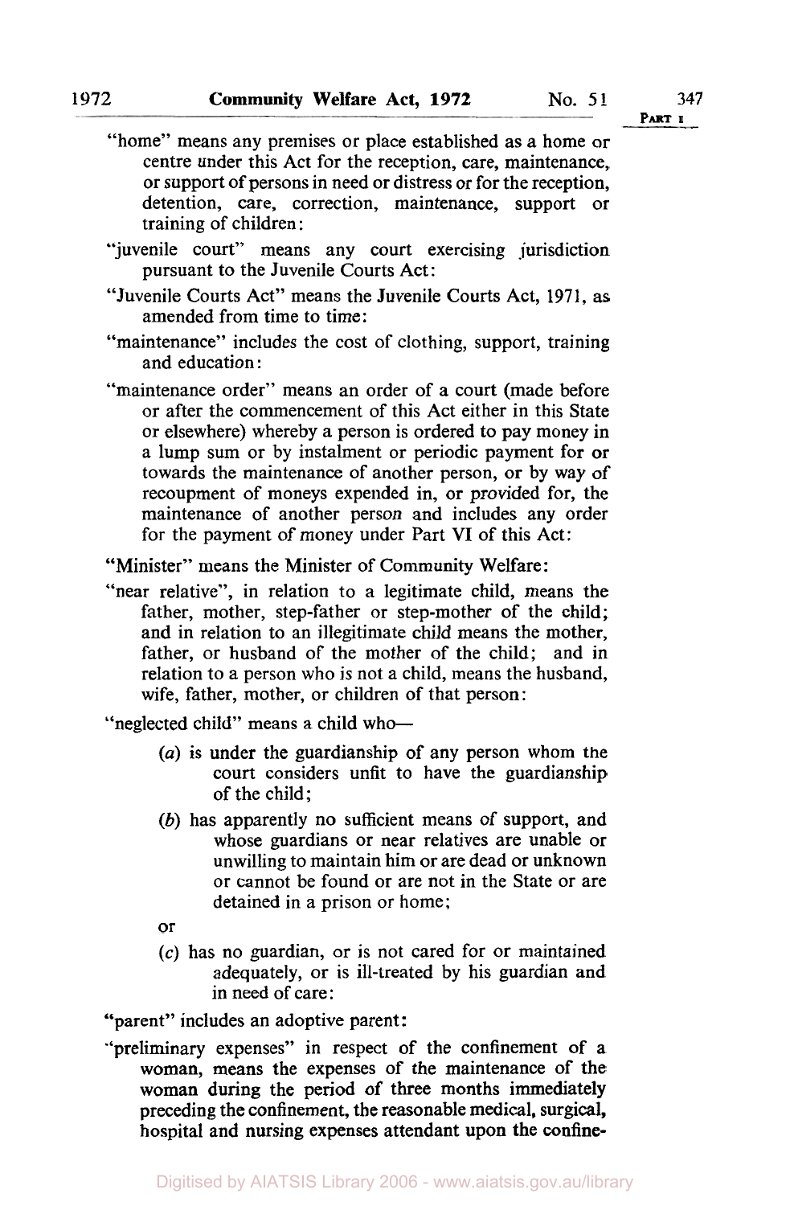"home" means any premises or place established as a home or centre under this Act for the reception, care, maintenance, or support of persons in need or distress or for the reception, detention, care, correction, maintenance, support or training of children:

"juvenile court" means any court exercising jurisdiction pursuant to the Juvenile Courts Act:

"Juvenile Courts Act" means the Juvenile Courts Act, 1971, as amended from time to time:

"maintenance" includes the cost of clothing, support, training and education:

"maintenance order" means an order of a court (made before or after the commencement of this Act either in this State or elsewhere) whereby a person is ordered to pay money in a lump sum or by instalment or periodic payment for or towards the maintenance of another person, or by way of recoupment of moneys expended in, or provided for, the maintenance of another person and includes any order for the payment of money under Part VI of this Act:

"Minister" means the Minister of Community Welfare:

"near relative", in relation to a legitimate child, means the father, mother, step-father or step-mother of the child; and in relation to an illegitimate child means the mother, father, or husband of the mother of the child; and in relation to a person who is not a child, means the husband, wife, father, mother, or children of that person:

"neglected child" means a child who—

- (*a*) is under the guardianship of any person whom the court considers unfit to have the guardianship of the child;
- (*b*) has apparently no sufficient means of support, and whose guardians or near relatives are unable or unwilling to maintain him or are dead or unknown or cannot be found or are not in the State or are detained in a prison or home;

  or
- (*c*) has no guardian, or is not cared for or maintained adequately, or is ill-treated by his guardian and in need of care:

"parent" includes an adoptive parent:

"preliminary expenses" in respect of the confinement of a woman, means the expenses of the maintenance of the woman during the period of three months immediately preceding the confinement, the reasonable medical, surgical, hospital and nursing expenses attendant upon the confine-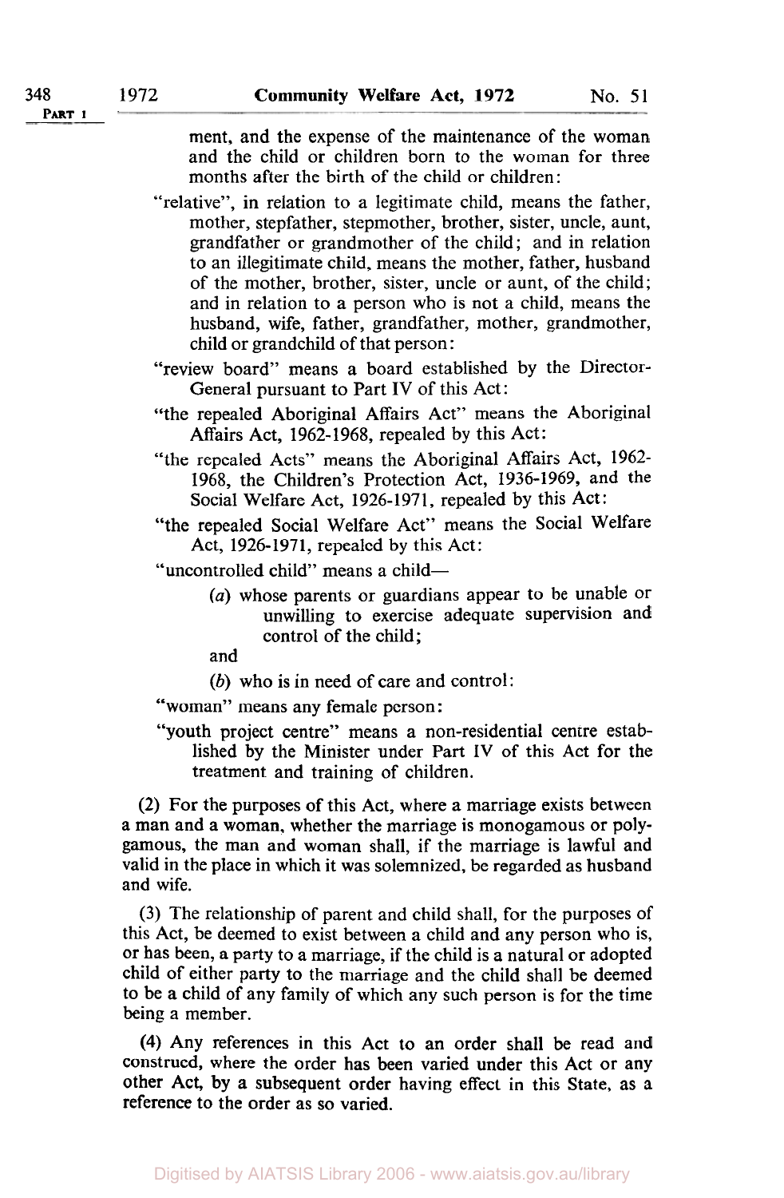ment, and the expense of the maintenance of the woman and the child or children born to the woman for three months after the birth of the child or children:

"relative", in relation to a legitimate child, means the father, mother, stepfather, stepmother, brother, sister, uncle, aunt, grandfather or grandmother of the child; and in relation to an illegitimate child, means the mother, father, husband of the mother, brother, sister, uncle or aunt, of the child; and in relation to a person who is not a child, means the husband, wife, father, grandfather, mother, grandmother, child or grandchild of that person:

"review board" means a board established by the Director-General pursuant to Part IV of this Act:

"the repealed Aboriginal Affairs Act" means the Aboriginal Affairs Act, 1962-1968, repealed by this Act:

"the repealed Acts" means the Aboriginal Affairs Act, 1962-1968, the Children's Protection Act, 1936-1969, and the Social Welfare Act, 1926-1971, repealed by this Act:

"the repealed Social Welfare Act" means the Social Welfare Act, 1926-1971, repealed by this Act:

"uncontrolled child" means a child—

(*a*) whose parents or guardians appear to be unable or unwilling to exercise adequate supervision and control of the child;

and

(*b*) who is in need of care and control:

"woman" means any female person:

"youth project centre" means a non-residential centre established by the Minister under Part IV of this Act for the treatment and training of children.

(2) For the purposes of this Act, where a marriage exists between a man and a woman, whether the marriage is monogamous or polygamous, the man and woman shall, if the marriage is lawful and valid in the place in which it was solemnized, be regarded as husband and wife.

(3) The relationship of parent and child shall, for the purposes of this Act, be deemed to exist between a child and any person who is, or has been, a party to a marriage, if the child is a natural or adopted child of either party to the marriage and the child shall be deemed to be a child of any family of which any such person is for the time being a member.

(4) Any references in this Act to an order shall be read and construed, where the order has been varied under this Act or any other Act, by a subsequent order having effect in this State, as a reference to the order as so varied.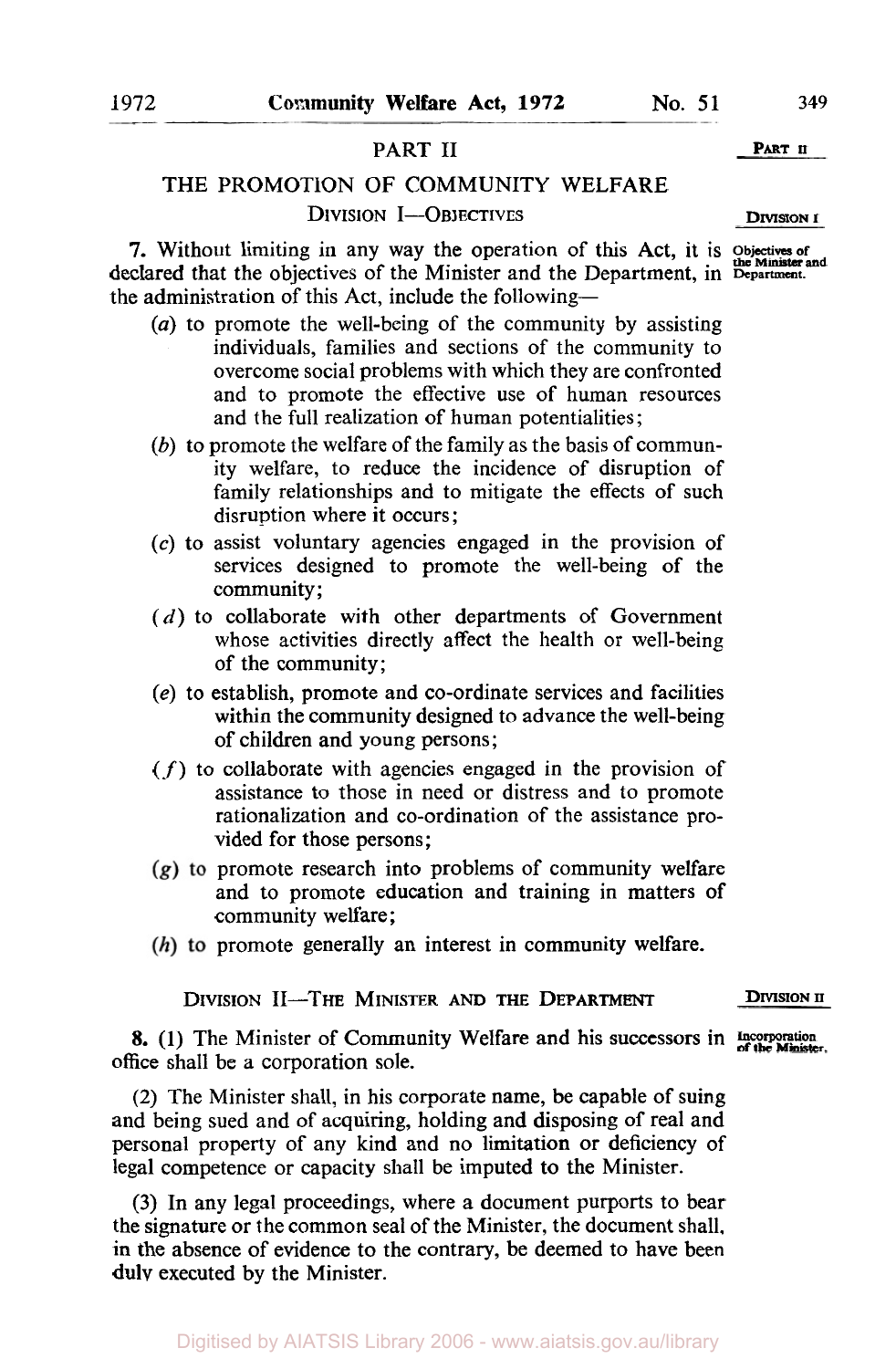## PART II

## THE PROMOTION OF COMMUNITY WELFARE

### DIVISION I—OBJECTIVES

**Objectives of the Minister and Department.**

**7.** Without limiting in any way the operation of this Act, it is declared that the objectives of the Minister and the Department, in the administration of this Act, include the following—

(*a*) to promote the well-being of the community by assisting individuals, families and sections of the community to overcome social problems with which they are confronted and to promote the effective use of human resources and the full realization of human potentialities;

(*b*) to promote the welfare of the family as the basis of community welfare, to reduce the incidence of disruption of family relationships and to mitigate the effects of such disruption where it occurs;

(*c*) to assist voluntary agencies engaged in the provision of services designed to promote the well-being of the community;

(*d*) to collaborate with other departments of Government whose activities directly affect the health or well-being of the community;

(*e*) to establish, promote and co-ordinate services and facilities within the community designed to advance the well-being of children and young persons;

(*f*) to collaborate with agencies engaged in the provision of assistance to those in need or distress and to promote rationalization and co-ordination of the assistance provided for those persons;

(*g*) to promote research into problems of community welfare and to promote education and training in matters of community welfare;

(*h*) to promote generally an interest in community welfare.

### DIVISION II—THE MINISTER AND THE DEPARTMENT

**Incorporation of the Minister.**

**8.** (1) The Minister of Community Welfare and his successors in office shall be a corporation sole.

(2) The Minister shall, in his corporate name, be capable of suing and being sued and of acquiring, holding and disposing of real and personal property of any kind and no limitation or deficiency of legal competence or capacity shall be imputed to the Minister.

(3) In any legal proceedings, where a document purports to bear the signature or the common seal of the Minister, the document shall, in the absence of evidence to the contrary, be deemed to have been duly executed by the Minister.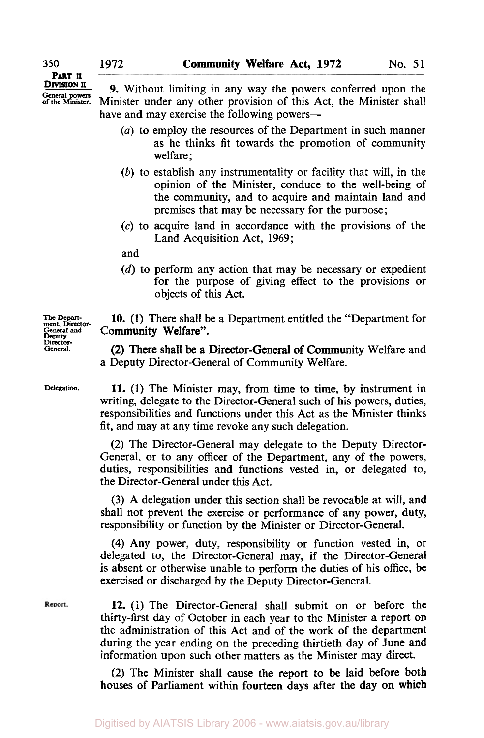PART II
DIVISION II

General powers of the Minister.

**9.** Without limiting in any way the powers conferred upon the Minister under any other provision of this Act, the Minister shall have and may exercise the following powers—

(*a*) to employ the resources of the Department in such manner as he thinks fit towards the promotion of community welfare;

(*b*) to establish any instrumentality or facility that will, in the opinion of the Minister, conduce to the well-being of the community, and to acquire and maintain land and premises that may be necessary for the purpose;

(*c*) to acquire land in accordance with the provisions of the Land Acquisition Act, 1969;

and

(*d*) to perform any action that may be necessary or expedient for the purpose of giving effect to the provisions or objects of this Act.

The Department, Director-General and Deputy Director-General.

**10.** (1) There shall be a Department entitled the "Department for Community Welfare".

(2) There shall be a Director-General of Community Welfare and a Deputy Director-General of Community Welfare.

Delegation.

**11.** (1) The Minister may, from time to time, by instrument in writing, delegate to the Director-General such of his powers, duties, responsibilities and functions under this Act as the Minister thinks fit, and may at any time revoke any such delegation.

(2) The Director-General may delegate to the Deputy Director-General, or to any officer of the Department, any of the powers, duties, responsibilities and functions vested in, or delegated to, the Director-General under this Act.

(3) A delegation under this section shall be revocable at will, and shall not prevent the exercise or performance of any power, duty, responsibility or function by the Minister or Director-General.

(4) Any power, duty, responsibility or function vested in, or delegated to, the Director-General may, if the Director-General is absent or otherwise unable to perform the duties of his office, be exercised or discharged by the Deputy Director-General.

Report.

**12.** (1) The Director-General shall submit on or before the thirty-first day of October in each year to the Minister a report on the administration of this Act and of the work of the department during the year ending on the preceding thirtieth day of June and information upon such other matters as the Minister may direct.

(2) The Minister shall cause the report to be laid before both houses of Parliament within fourteen days after the day on which